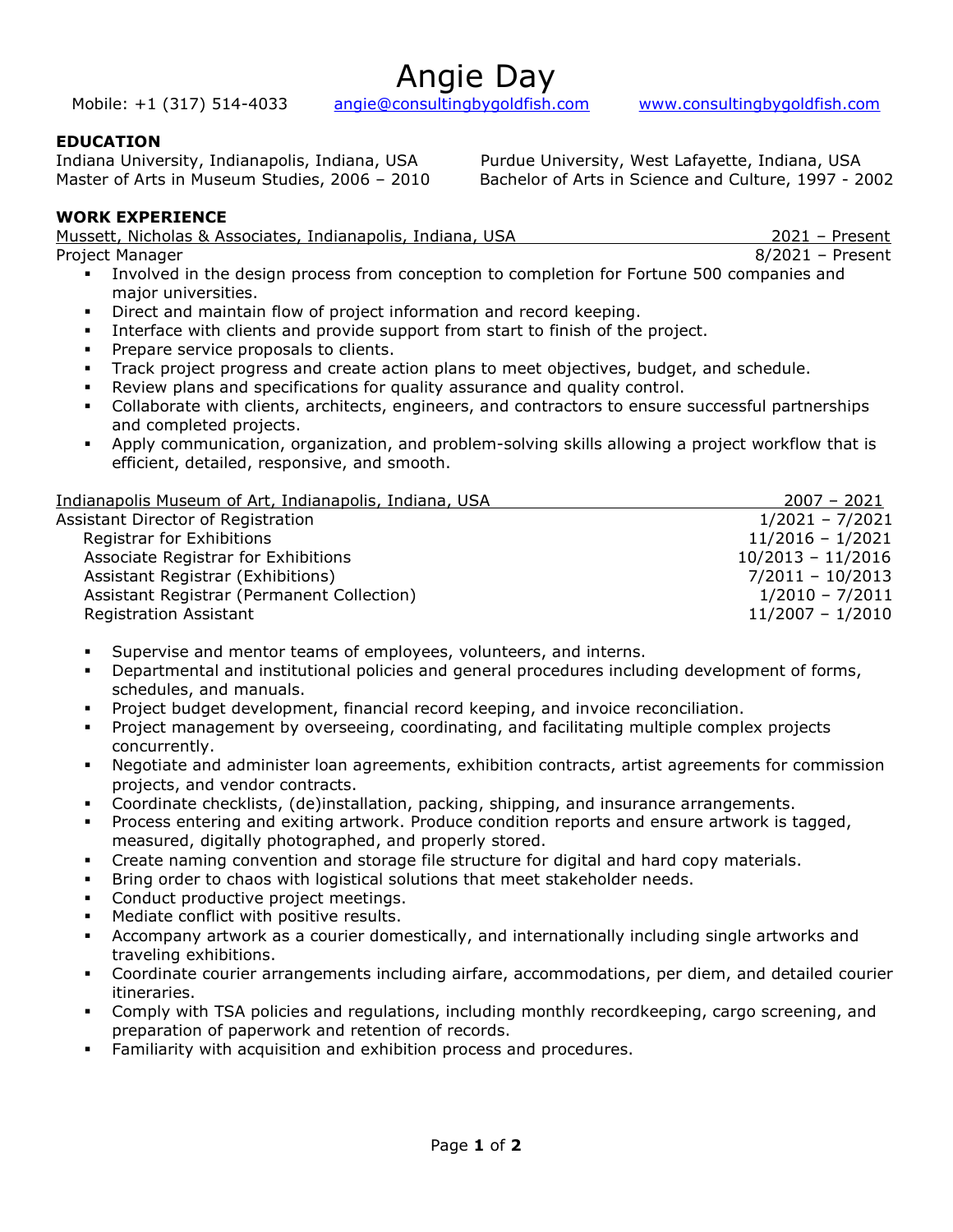# Angie Day

Mobile: +1 (317) 514-4033 | angie@consultingbygoldfish.com | www.consultingbygoldfish.com

## EDUCATION

Indiana University, Indianapolis, Indiana, USA
Master of Arts in Museum Studies, 2006 – 2010

Purdue University, West Lafayette, Indiana, USA
Bachelor of Arts in Science and Culture, 1997 - 2002

## WORK EXPERIENCE

Mussett, Nicholas & Associates, Indianapolis, Indiana, USA — 2021 – Present

Project Manager — 8/2021 – Present

- Involved in the design process from conception to completion for Fortune 500 companies and major universities.
- Direct and maintain flow of project information and record keeping.
- Interface with clients and provide support from start to finish of the project.
- Prepare service proposals to clients.
- Track project progress and create action plans to meet objectives, budget, and schedule.
- Review plans and specifications for quality assurance and quality control.
- Collaborate with clients, architects, engineers, and contractors to ensure successful partnerships and completed projects.
- Apply communication, organization, and problem-solving skills allowing a project workflow that is efficient, detailed, responsive, and smooth.

Indianapolis Museum of Art, Indianapolis, Indiana, USA — 2007 – 2021

Assistant Director of Registration — 1/2021 – 7/2021
Registrar for Exhibitions — 11/2016 – 1/2021
Associate Registrar for Exhibitions — 10/2013 – 11/2016
Assistant Registrar (Exhibitions) — 7/2011 – 10/2013
Assistant Registrar (Permanent Collection) — 1/2010 – 7/2011
Registration Assistant — 11/2007 – 1/2010

- Supervise and mentor teams of employees, volunteers, and interns.
- Departmental and institutional policies and general procedures including development of forms, schedules, and manuals.
- Project budget development, financial record keeping, and invoice reconciliation.
- Project management by overseeing, coordinating, and facilitating multiple complex projects concurrently.
- Negotiate and administer loan agreements, exhibition contracts, artist agreements for commission projects, and vendor contracts.
- Coordinate checklists, (de)installation, packing, shipping, and insurance arrangements.
- Process entering and exiting artwork. Produce condition reports and ensure artwork is tagged, measured, digitally photographed, and properly stored.
- Create naming convention and storage file structure for digital and hard copy materials.
- Bring order to chaos with logistical solutions that meet stakeholder needs.
- Conduct productive project meetings.
- Mediate conflict with positive results.
- Accompany artwork as a courier domestically, and internationally including single artworks and traveling exhibitions.
- Coordinate courier arrangements including airfare, accommodations, per diem, and detailed courier itineraries.
- Comply with TSA policies and regulations, including monthly recordkeeping, cargo screening, and preparation of paperwork and retention of records.
- Familiarity with acquisition and exhibition process and procedures.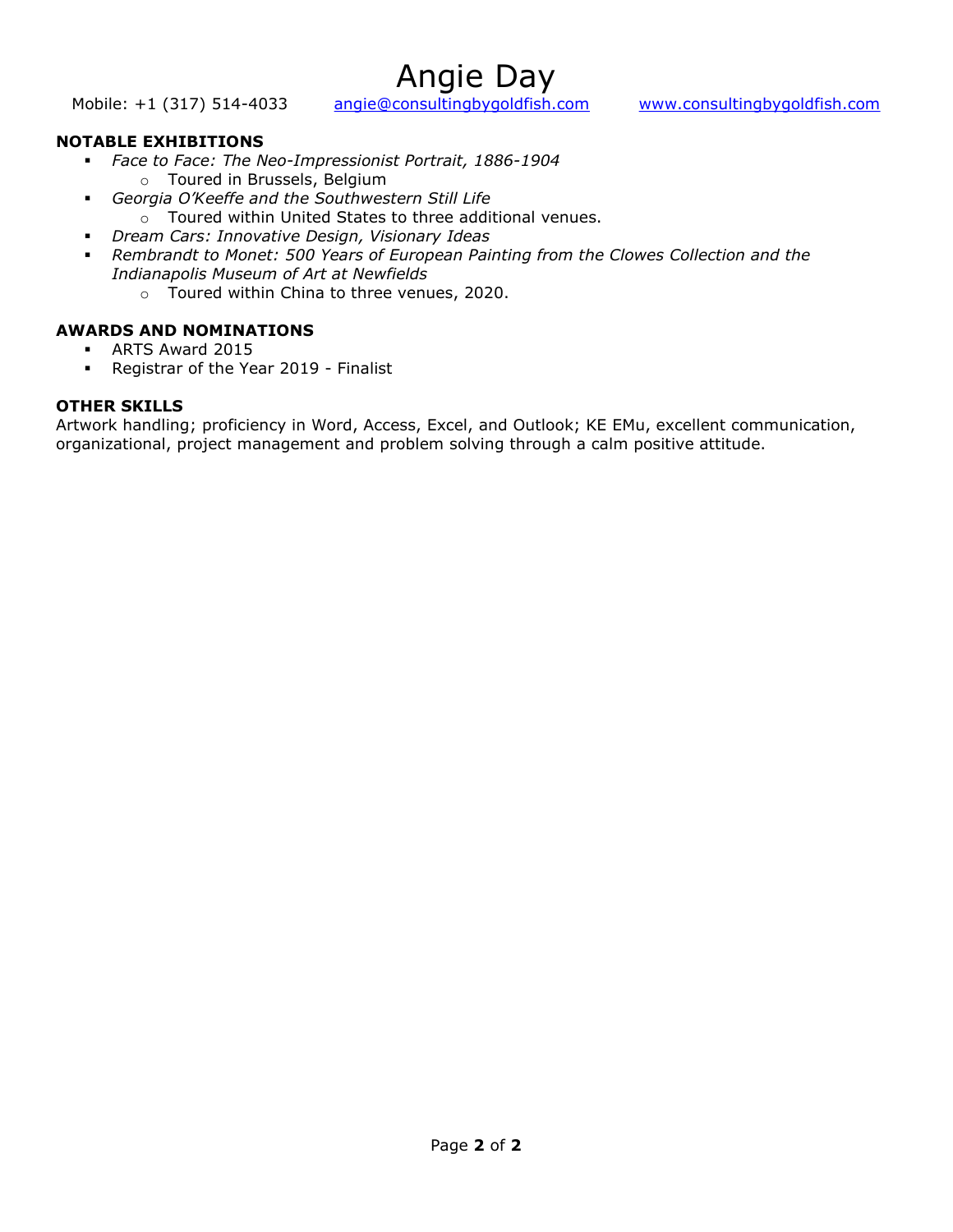# Angie Day

Mobile: +1 (317) 514-4033 angie@consultingbygoldfish.com www.consultingbygoldfish.com

## NOTABLE EXHIBITIONS

- *Face to Face: The Neo-Impressionist Portrait, 1886-1904*
  - Toured in Brussels, Belgium
- *Georgia O'Keeffe and the Southwestern Still Life*
  - Toured within United States to three additional venues.
- *Dream Cars: Innovative Design, Visionary Ideas*
- *Rembrandt to Monet: 500 Years of European Painting from the Clowes Collection and the Indianapolis Museum of Art at Newfields*
  - Toured within China to three venues, 2020.

## AWARDS AND NOMINATIONS

- ARTS Award 2015
- Registrar of the Year 2019 - Finalist

## OTHER SKILLS

Artwork handling; proficiency in Word, Access, Excel, and Outlook; KE EMu, excellent communication, organizational, project management and problem solving through a calm positive attitude.